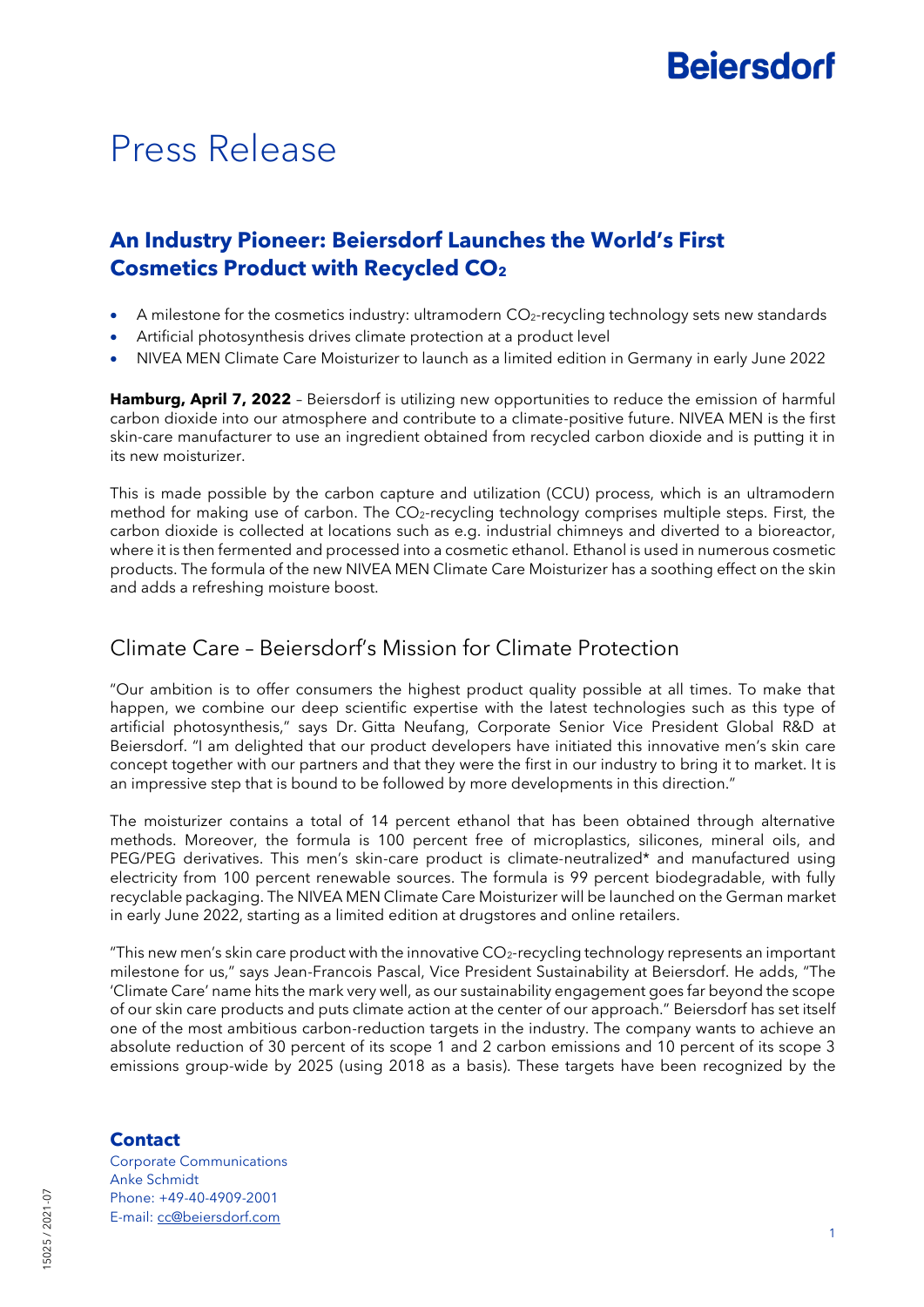# Press Release

## An Industry Pioneer: Beiersdorf Launches the World's First Cosmetics Product with Recycled $CO_2$

- A milestone for the cosmetics industry: ultramodern $CO_2$-recycling technology sets new standards
- Artificial photosynthesis drives climate protection at a product level
- NIVEA MEN Climate Care Moisturizer to launch as a limited edition in Germany in early June 2022

**Hamburg, April 7, 2022** – Beiersdorf is utilizing new opportunities to reduce the emission of harmful carbon dioxide into our atmosphere and contribute to a climate-positive future. NIVEA MEN is the first skin-care manufacturer to use an ingredient obtained from recycled carbon dioxide and is putting it in its new moisturizer.

This is made possible by the carbon capture and utilization (CCU) process, which is an ultramodern method for making use of carbon. The $CO_2$-recycling technology comprises multiple steps. First, the carbon dioxide is collected at locations such as e.g. industrial chimneys and diverted to a bioreactor, where it is then fermented and processed into a cosmetic ethanol. Ethanol is used in numerous cosmetic products. The formula of the new NIVEA MEN Climate Care Moisturizer has a soothing effect on the skin and adds a refreshing moisture boost.

## Climate Care – Beiersdorf's Mission for Climate Protection

"Our ambition is to offer consumers the highest product quality possible at all times. To make that happen, we combine our deep scientific expertise with the latest technologies such as this type of artificial photosynthesis," says Dr. Gitta Neufang, Corporate Senior Vice President Global R&D at Beiersdorf. "I am delighted that our product developers have initiated this innovative men's skin care concept together with our partners and that they were the first in our industry to bring it to market. It is an impressive step that is bound to be followed by more developments in this direction."

The moisturizer contains a total of 14 percent ethanol that has been obtained through alternative methods. Moreover, the formula is 100 percent free of microplastics, silicones, mineral oils, and PEG/PEG derivatives. This men's skin-care product is climate-neutralized* and manufactured using electricity from 100 percent renewable sources. The formula is 99 percent biodegradable, with fully recyclable packaging. The NIVEA MEN Climate Care Moisturizer will be launched on the German market in early June 2022, starting as a limited edition at drugstores and online retailers.

"This new men's skin care product with the innovative $CO_2$-recycling technology represents an important milestone for us," says Jean-Francois Pascal, Vice President Sustainability at Beiersdorf. He adds, "The 'Climate Care' name hits the mark very well, as our sustainability engagement goes far beyond the scope of our skin care products and puts climate action at the center of our approach." Beiersdorf has set itself one of the most ambitious carbon-reduction targets in the industry. The company wants to achieve an absolute reduction of 30 percent of its scope 1 and 2 carbon emissions and 10 percent of its scope 3 emissions group-wide by 2025 (using 2018 as a basis). These targets have been recognized by the

**Contact**
Corporate Communications
Anke Schmidt
Phone: +49-40-4909-2001
E-mail: cc@beiersdorf.com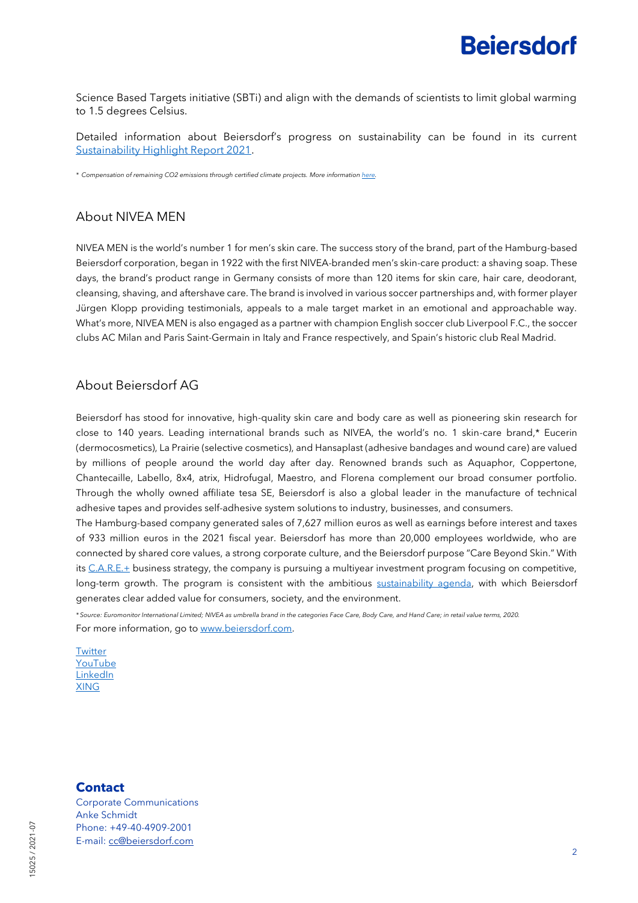Science Based Targets initiative (SBTi) and align with the demands of scientists to limit global warming to 1.5 degrees Celsius.

Detailed information about Beiersdorf's progress on sustainability can be found in its current [Sustainability Highlight Report 2021](#).

*\* Compensation of remaining $CO_2$ emissions through certified climate projects. More information [here](#).*

## About NIVEA MEN

NIVEA MEN is the world's number 1 for men's skin care. The success story of the brand, part of the Hamburg-based Beiersdorf corporation, began in 1922 with the first NIVEA-branded men's skin-care product: a shaving soap. These days, the brand's product range in Germany consists of more than 120 items for skin care, hair care, deodorant, cleansing, shaving, and aftershave care. The brand is involved in various soccer partnerships and, with former player Jürgen Klopp providing testimonials, appeals to a male target market in an emotional and approachable way. What's more, NIVEA MEN is also engaged as a partner with champion English soccer club Liverpool F.C., the soccer clubs AC Milan and Paris Saint-Germain in Italy and France respectively, and Spain's historic club Real Madrid.

## About Beiersdorf AG

Beiersdorf has stood for innovative, high-quality skin care and body care as well as pioneering skin research for close to 140 years. Leading international brands such as NIVEA, the world's no. 1 skin-care brand,* Eucerin (dermocosmetics), La Prairie (selective cosmetics), and Hansaplast (adhesive bandages and wound care) are valued by millions of people around the world day after day. Renowned brands such as Aquaphor, Coppertone, Chantecaille, Labello, 8x4, atrix, Hidrofugal, Maestro, and Florena complement our broad consumer portfolio. Through the wholly owned affiliate tesa SE, Beiersdorf is also a global leader in the manufacture of technical adhesive tapes and provides self-adhesive system solutions to industry, businesses, and consumers.

The Hamburg-based company generated sales of 7,627 million euros as well as earnings before interest and taxes of 933 million euros in the 2021 fiscal year. Beiersdorf has more than 20,000 employees worldwide, who are connected by shared core values, a strong corporate culture, and the Beiersdorf purpose "Care Beyond Skin." With its [C.A.R.E.+](#) business strategy, the company is pursuing a multiyear investment program focusing on competitive, long-term growth. The program is consistent with the ambitious [sustainability agenda](#), with which Beiersdorf generates clear added value for consumers, society, and the environment.

*\* Source: Euromonitor International Limited; NIVEA as umbrella brand in the categories Face Care, Body Care, and Hand Care; in retail value terms, 2020.*

For more information, go to [www.beiersdorf.com](#).

[Twitter](#)
[YouTube](#)
[LinkedIn](#)
[XING](#)

**Contact**

Corporate Communications
Anke Schmidt
Phone: +49-40-4909-2001
E-mail: [cc@beiersdorf.com](#)